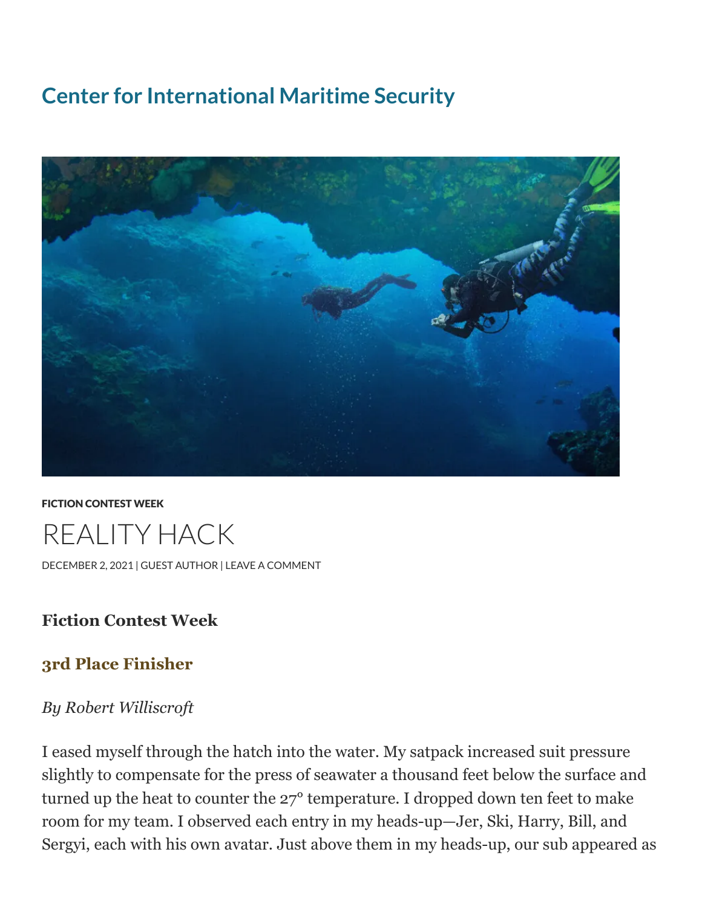# Center for International Maritime Security

FICTION CONTEST WEEK

# REALITY HACK

DECEMBER 2, 2021 | GUEST AUTHOR | LEAVE A COMMENT

### Fiction Contest Week

### 3rd Place Finisher

*By Robert Williscroft*

I eased myself through the hatch into the water. My satpack increased suit pressure slightly to compensate for the press of seawater a thousand feet below the surface and turned up the heat to counter the 27° temperature. I dropped down ten feet to make room for my team. I observed each entry in my heads-up—Jer, Ski, Harry, Bill, and Sergyi, each with his own avatar. Just above them in my heads-up, our sub appeared as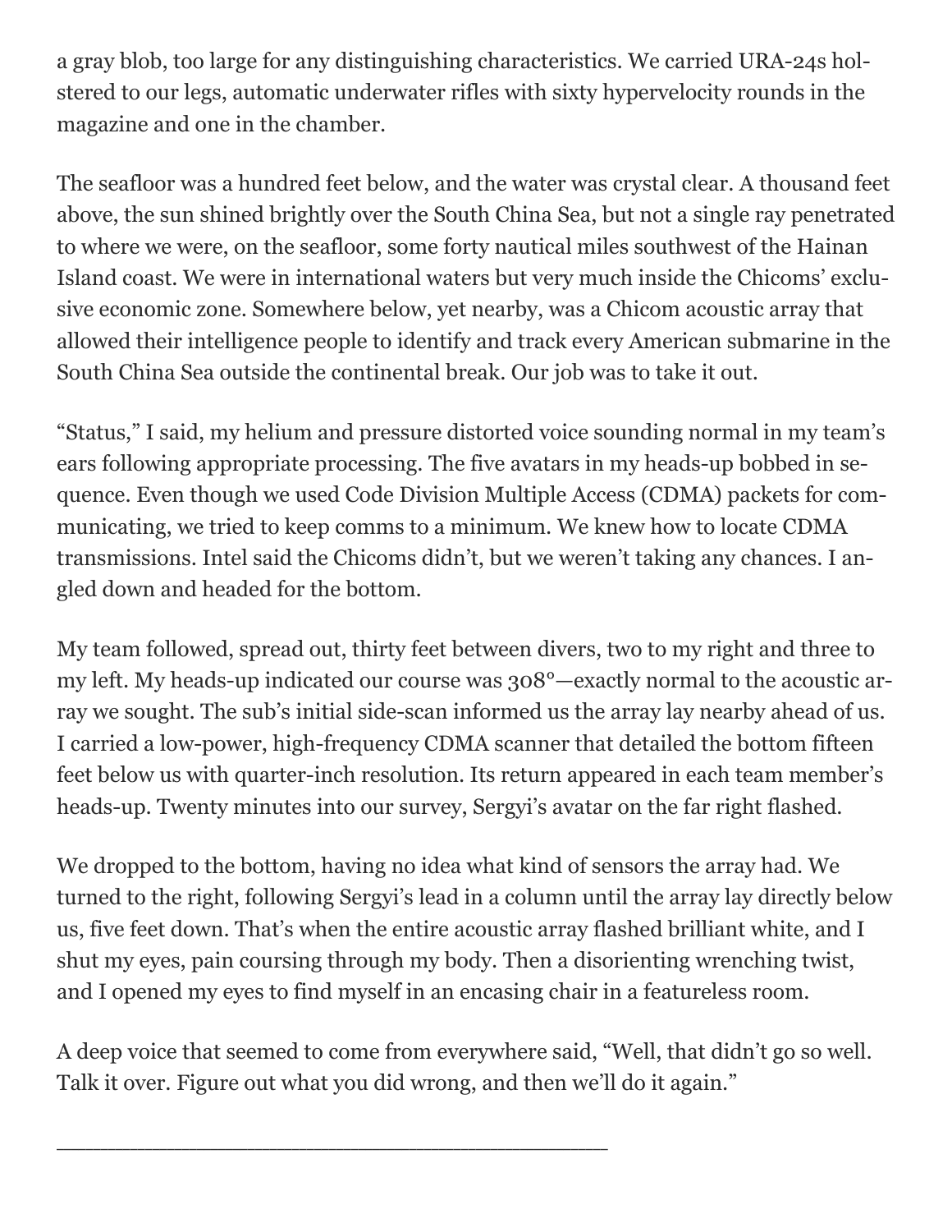a gray blob, too large for any distinguishing characteristics. We carried URA-24s holstered to our legs, automatic underwater rifles with sixty hypervelocity rounds in the magazine and one in the chamber.

The seafloor was a hundred feet below, and the water was crystal clear. A thousand feet above, the sun shined brightly over the South China Sea, but not a single ray penetrated to where we were, on the seafloor, some forty nautical miles southwest of the Hainan Island coast. We were in international waters but very much inside the Chicoms' exclusive economic zone. Somewhere below, yet nearby, was a Chicom acoustic array that allowed their intelligence people to identify and track every American submarine in the South China Sea outside the continental break. Our job was to take it out.

"Status," I said, my helium and pressure distorted voice sounding normal in my team's ears following appropriate processing. The five avatars in my heads-up bobbed in sequence. Even though we used Code Division Multiple Access (CDMA) packets for communicating, we tried to keep comms to a minimum. We knew how to locate CDMA transmissions. Intel said the Chicoms didn't, but we weren't taking any chances. I angled down and headed for the bottom.

My team followed, spread out, thirty feet between divers, two to my right and three to my left. My heads-up indicated our course was 308°—exactly normal to the acoustic array we sought. The sub's initial side-scan informed us the array lay nearby ahead of us. I carried a low-power, high-frequency CDMA scanner that detailed the bottom fifteen feet below us with quarter-inch resolution. Its return appeared in each team member's heads-up. Twenty minutes into our survey, Sergyi's avatar on the far right flashed.

We dropped to the bottom, having no idea what kind of sensors the array had. We turned to the right, following Sergyi's lead in a column until the array lay directly below us, five feet down. That's when the entire acoustic array flashed brilliant white, and I shut my eyes, pain coursing through my body. Then a disorienting wrenching twist, and I opened my eyes to find myself in an encasing chair in a featureless room.

A deep voice that seemed to come from everywhere said, "Well, that didn't go so well. Talk it over. Figure out what you did wrong, and then we'll do it again."

---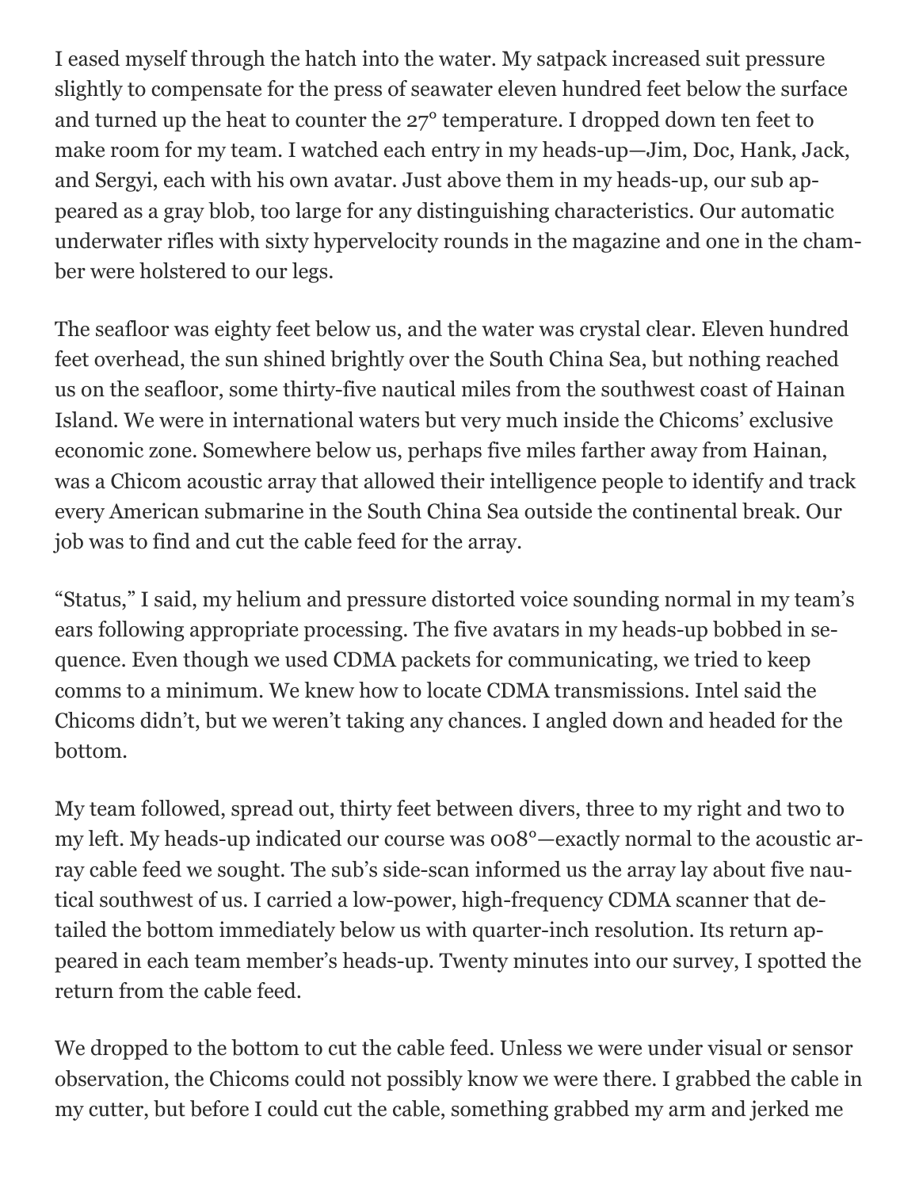I eased myself through the hatch into the water. My satpack increased suit pressure slightly to compensate for the press of seawater eleven hundred feet below the surface and turned up the heat to counter the 27° temperature. I dropped down ten feet to make room for my team. I watched each entry in my heads-up—Jim, Doc, Hank, Jack, and Sergyi, each with his own avatar. Just above them in my heads-up, our sub appeared as a gray blob, too large for any distinguishing characteristics. Our automatic underwater rifles with sixty hypervelocity rounds in the magazine and one in the chamber were holstered to our legs.

The seafloor was eighty feet below us, and the water was crystal clear. Eleven hundred feet overhead, the sun shined brightly over the South China Sea, but nothing reached us on the seafloor, some thirty-five nautical miles from the southwest coast of Hainan Island. We were in international waters but very much inside the Chicoms' exclusive economic zone. Somewhere below us, perhaps five miles farther away from Hainan, was a Chicom acoustic array that allowed their intelligence people to identify and track every American submarine in the South China Sea outside the continental break. Our job was to find and cut the cable feed for the array.

"Status," I said, my helium and pressure distorted voice sounding normal in my team's ears following appropriate processing. The five avatars in my heads-up bobbed in sequence. Even though we used CDMA packets for communicating, we tried to keep comms to a minimum. We knew how to locate CDMA transmissions. Intel said the Chicoms didn't, but we weren't taking any chances. I angled down and headed for the bottom.

My team followed, spread out, thirty feet between divers, three to my right and two to my left. My heads-up indicated our course was 008°—exactly normal to the acoustic array cable feed we sought. The sub's side-scan informed us the array lay about five nautical southwest of us. I carried a low-power, high-frequency CDMA scanner that detailed the bottom immediately below us with quarter-inch resolution. Its return appeared in each team member's heads-up. Twenty minutes into our survey, I spotted the return from the cable feed.

We dropped to the bottom to cut the cable feed. Unless we were under visual or sensor observation, the Chicoms could not possibly know we were there. I grabbed the cable in my cutter, but before I could cut the cable, something grabbed my arm and jerked me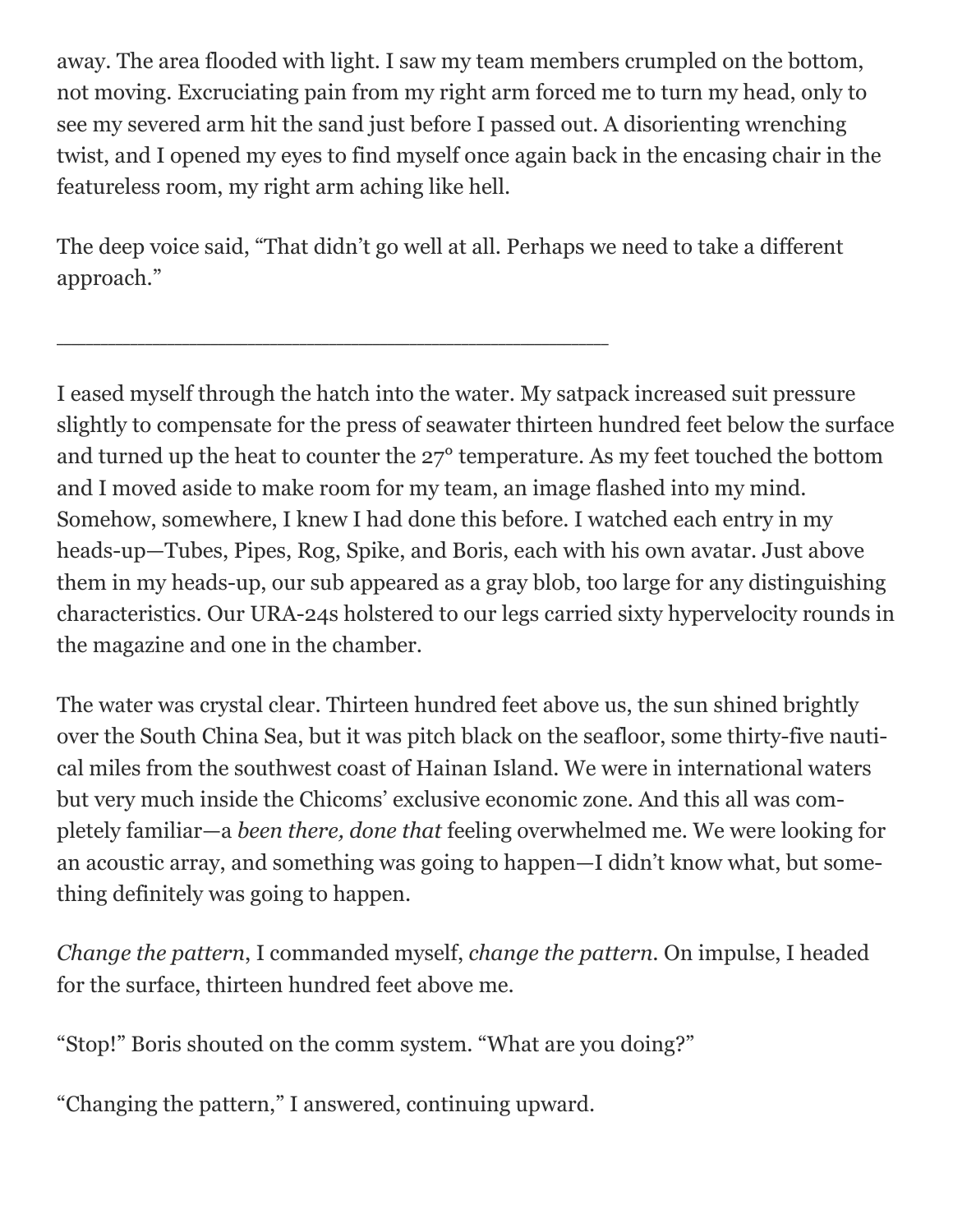away. The area flooded with light. I saw my team members crumpled on the bottom, not moving. Excruciating pain from my right arm forced me to turn my head, only to see my severed arm hit the sand just before I passed out. A disorienting wrenching twist, and I opened my eyes to find myself once again back in the encasing chair in the featureless room, my right arm aching like hell.

The deep voice said, "That didn't go well at all. Perhaps we need to take a different approach."

---

I eased myself through the hatch into the water. My satpack increased suit pressure slightly to compensate for the press of seawater thirteen hundred feet below the surface and turned up the heat to counter the 27° temperature. As my feet touched the bottom and I moved aside to make room for my team, an image flashed into my mind. Somehow, somewhere, I knew I had done this before. I watched each entry in my heads-up—Tubes, Pipes, Rog, Spike, and Boris, each with his own avatar. Just above them in my heads-up, our sub appeared as a gray blob, too large for any distinguishing characteristics. Our URA-24s holstered to our legs carried sixty hypervelocity rounds in the magazine and one in the chamber.

The water was crystal clear. Thirteen hundred feet above us, the sun shined brightly over the South China Sea, but it was pitch black on the seafloor, some thirty-five nautical miles from the southwest coast of Hainan Island. We were in international waters but very much inside the Chicoms' exclusive economic zone. And this all was completely familiar—a *been there, done that* feeling overwhelmed me. We were looking for an acoustic array, and something was going to happen—I didn't know what, but something definitely was going to happen.

*Change the pattern*, I commanded myself, *change the pattern.* On impulse, I headed for the surface, thirteen hundred feet above me.

"Stop!" Boris shouted on the comm system. "What are you doing?"

"Changing the pattern," I answered, continuing upward.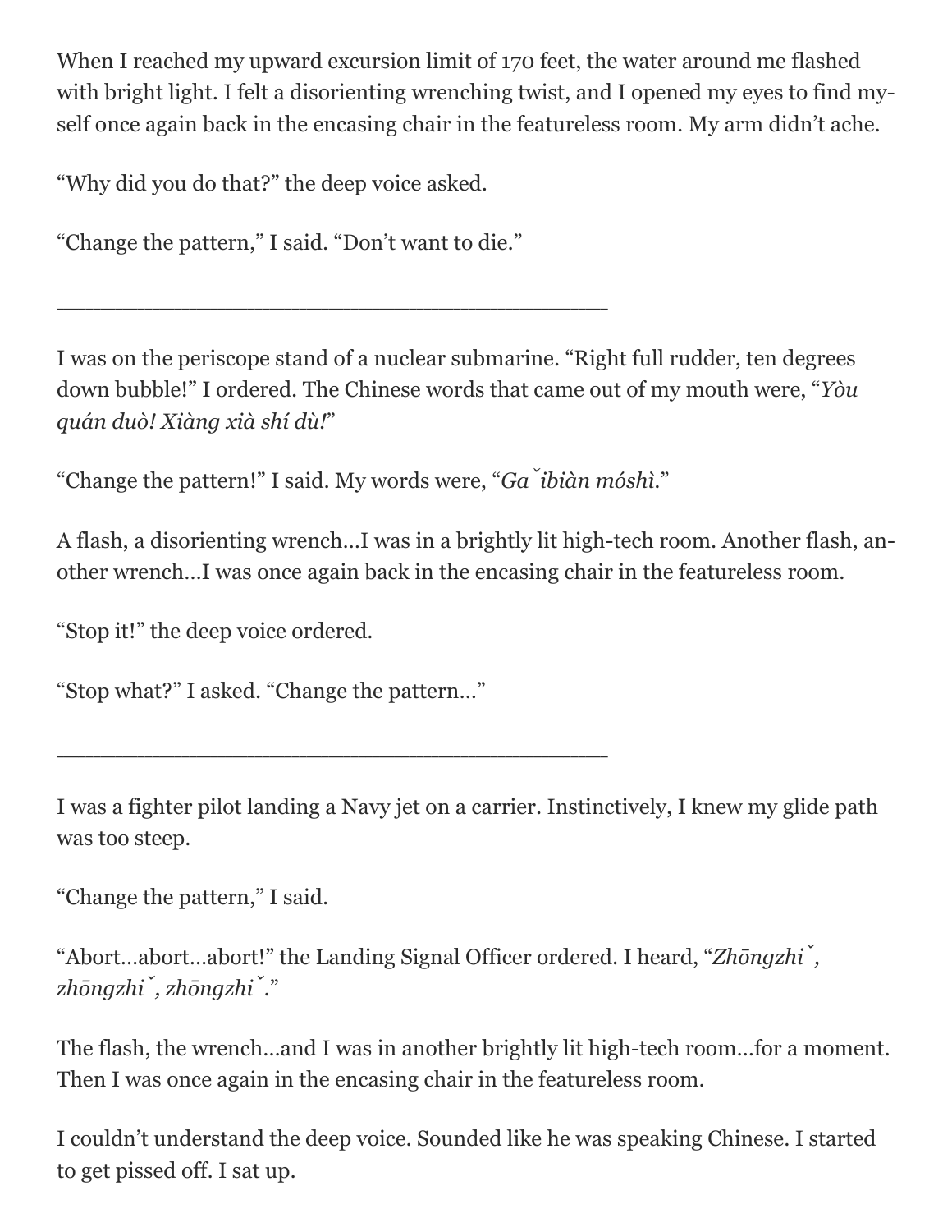When I reached my upward excursion limit of 170 feet, the water around me flashed with bright light. I felt a disorienting wrenching twist, and I opened my eyes to find myself once again back in the encasing chair in the featureless room. My arm didn't ache.

"Why did you do that?" the deep voice asked.

"Change the pattern," I said. "Don't want to die."

---

I was on the periscope stand of a nuclear submarine. "Right full rudder, ten degrees down bubble!" I ordered. The Chinese words that came out of my mouth were, "*Yòu quán duò! Xiàng xià shí dù!*"

"Change the pattern!" I said. My words were, "*Găibiàn móshì*."

A flash, a disorienting wrench…I was in a brightly lit high-tech room. Another flash, another wrench…I was once again back in the encasing chair in the featureless room.

"Stop it!" the deep voice ordered.

"Stop what?" I asked. "Change the pattern…"

---

I was a fighter pilot landing a Navy jet on a carrier. Instinctively, I knew my glide path was too steep.

"Change the pattern," I said.

"Abort…abort…abort!" the Landing Signal Officer ordered. I heard, "*Zhōngzhĭ, zhōngzhĭ, zhōngzhĭ*."

The flash, the wrench…and I was in another brightly lit high-tech room…for a moment. Then I was once again in the encasing chair in the featureless room.

I couldn't understand the deep voice. Sounded like he was speaking Chinese. I started to get pissed off. I sat up.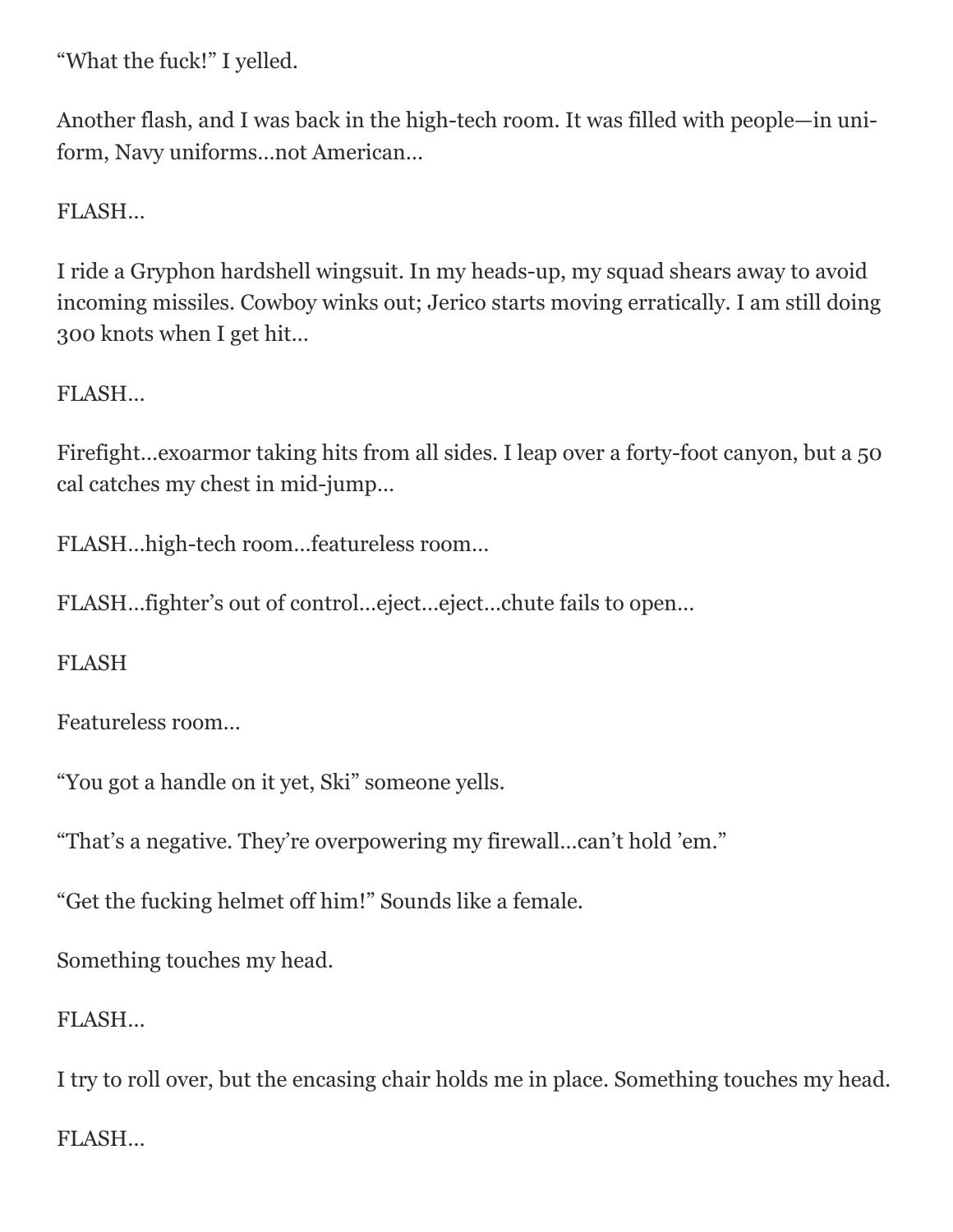"What the fuck!" I yelled.

Another flash, and I was back in the high-tech room. It was filled with people—in uniform, Navy uniforms…not American…

FLASH…

I ride a Gryphon hardshell wingsuit. In my heads-up, my squad shears away to avoid incoming missiles. Cowboy winks out; Jerico starts moving erratically. I am still doing 300 knots when I get hit…

FLASH…

Firefight…exoarmor taking hits from all sides. I leap over a forty-foot canyon, but a 50 cal catches my chest in mid-jump…

FLASH…high-tech room…featureless room…

FLASH…fighter's out of control…eject…eject…chute fails to open…

FLASH

Featureless room…

"You got a handle on it yet, Ski" someone yells.

"That's a negative. They're overpowering my firewall…can't hold 'em."

"Get the fucking helmet off him!" Sounds like a female.

Something touches my head.

FLASH…

I try to roll over, but the encasing chair holds me in place. Something touches my head.

FLASH…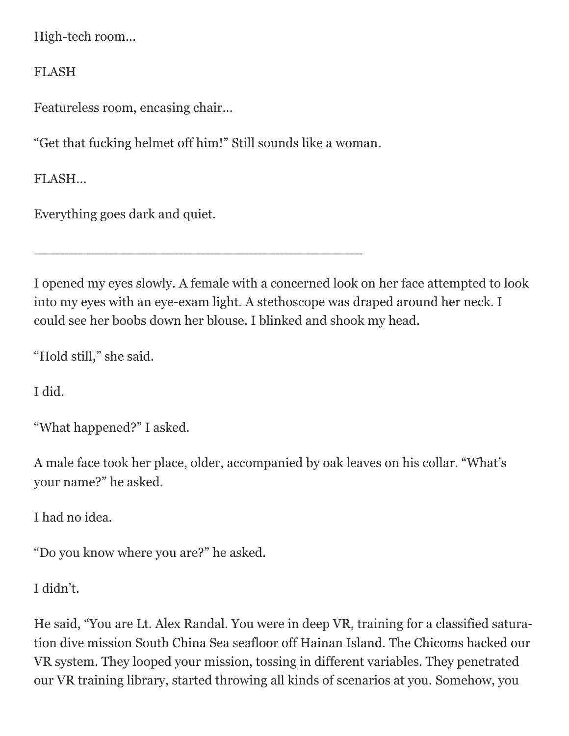High-tech room…

FLASH

Featureless room, encasing chair…

"Get that fucking helmet off him!" Still sounds like a woman.

FLASH…

Everything goes dark and quiet.

---

I opened my eyes slowly. A female with a concerned look on her face attempted to look into my eyes with an eye-exam light. A stethoscope was draped around her neck. I could see her boobs down her blouse. I blinked and shook my head.

"Hold still," she said.

I did.

"What happened?" I asked.

A male face took her place, older, accompanied by oak leaves on his collar. "What's your name?" he asked.

I had no idea.

"Do you know where you are?" he asked.

I didn't.

He said, "You are Lt. Alex Randal. You were in deep VR, training for a classified saturation dive mission South China Sea seafloor off Hainan Island. The Chicoms hacked our VR system. They looped your mission, tossing in different variables. They penetrated our VR training library, started throwing all kinds of scenarios at you. Somehow, you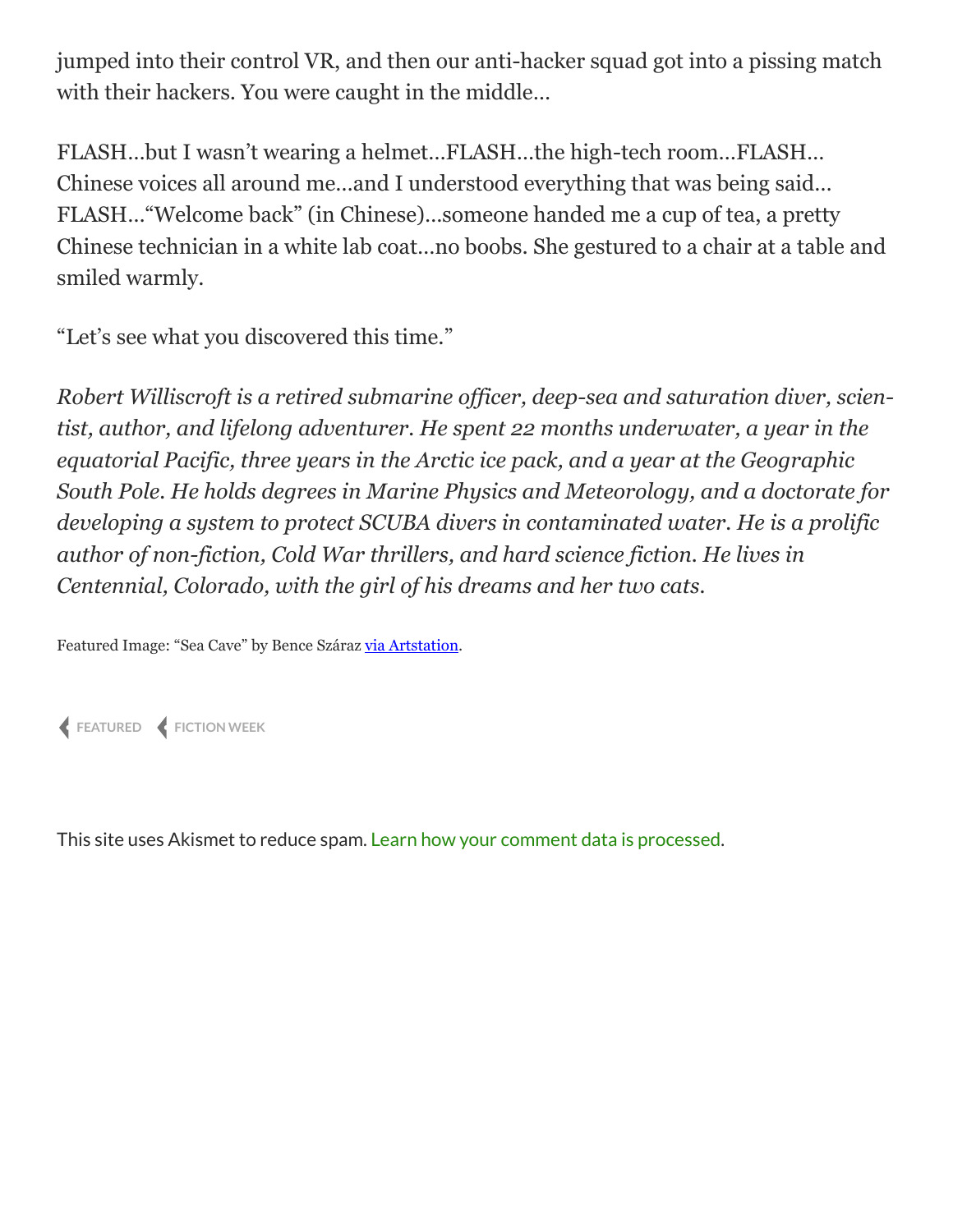jumped into their control VR, and then our anti-hacker squad got into a pissing match with their hackers. You were caught in the middle…

FLASH…but I wasn't wearing a helmet…FLASH…the high-tech room…FLASH… Chinese voices all around me…and I understood everything that was being said… FLASH…"Welcome back" (in Chinese)…someone handed me a cup of tea, a pretty Chinese technician in a white lab coat…no boobs. She gestured to a chair at a table and smiled warmly.

"Let's see what you discovered this time."

*Robert Williscroft is a retired submarine officer, deep-sea and saturation diver, scientist, author, and lifelong adventurer. He spent 22 months underwater, a year in the equatorial Pacific, three years in the Arctic ice pack, and a year at the Geographic South Pole. He holds degrees in Marine Physics and Meteorology, and a doctorate for developing a system to protect SCUBA divers in contaminated water. He is a prolific author of non-fiction, Cold War thrillers, and hard science fiction. He lives in Centennial, Colorado, with the girl of his dreams and her two cats.*

Featured Image: "Sea Cave" by Bence Száraz via Artstation.

FEATURED FICTION WEEK

This site uses Akismet to reduce spam. Learn how your comment data is processed.